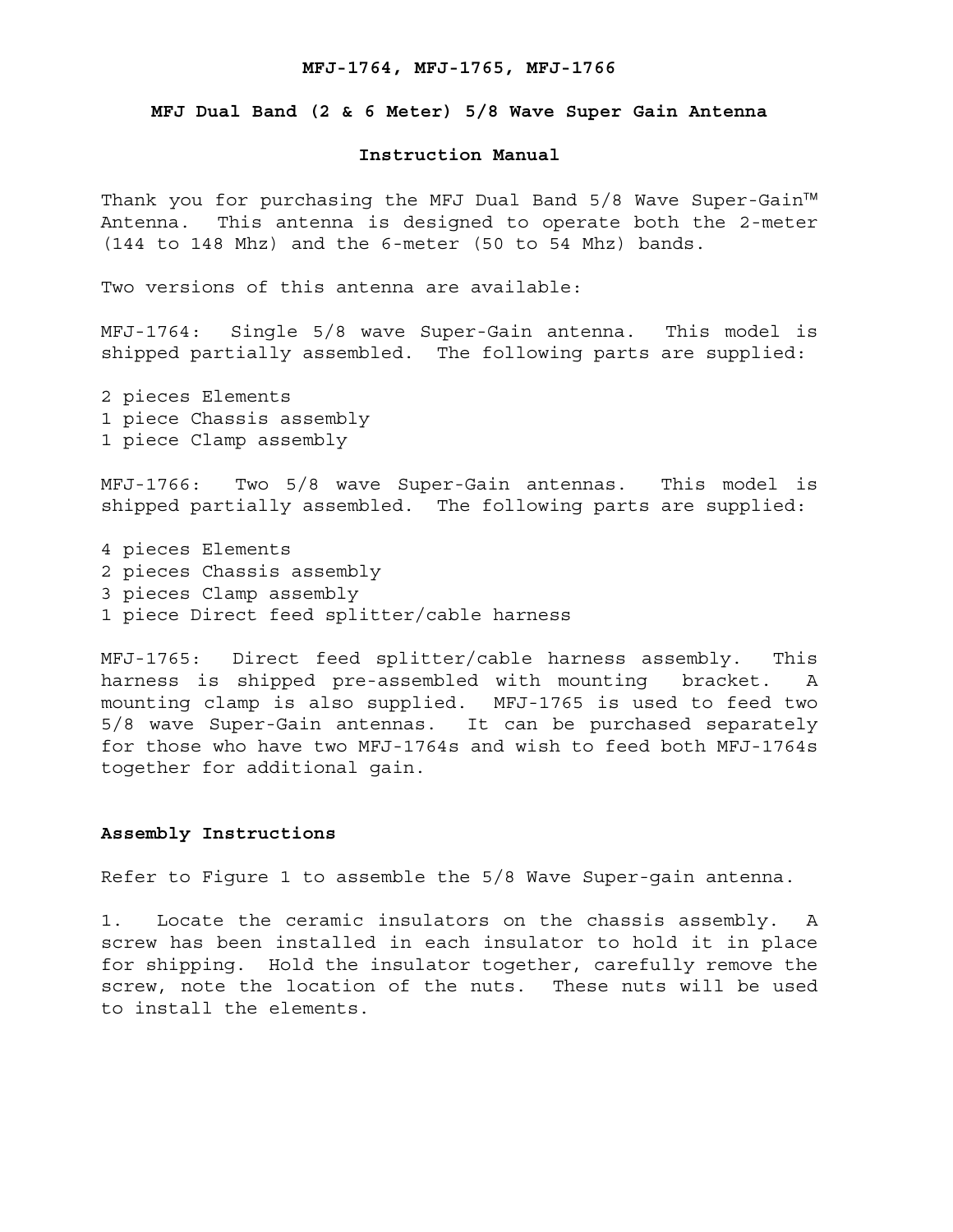# MFJ-1764, MFJ-1765, MFJ-1766

## MFJ Dual Band (2 & 6 Meter) 5/8 Wave Super Gain Antenna

### Instruction Manual

Thank you for purchasing the MFJ Dual Band 5/8 Wave Super-Gain™ Antenna. This antenna is designed to operate both the 2-meter (144 to 148 Mhz) and the 6-meter (50 to 54 Mhz) bands.

Two versions of this antenna are available:

MFJ-1764: Single 5/8 wave Super-Gain antenna. This model is shipped partially assembled. The following parts are supplied:

2 pieces Elements
1 piece Chassis assembly
1 piece Clamp assembly

MFJ-1766: Two 5/8 wave Super-Gain antennas. This model is shipped partially assembled. The following parts are supplied:

4 pieces Elements
2 pieces Chassis assembly
3 pieces Clamp assembly
1 piece Direct feed splitter/cable harness

MFJ-1765: Direct feed splitter/cable harness assembly. This harness is shipped pre-assembled with mounting bracket. A mounting clamp is also supplied. MFJ-1765 is used to feed two 5/8 wave Super-Gain antennas. It can be purchased separately for those who have two MFJ-1764s and wish to feed both MFJ-1764s together for additional gain.

**Assembly Instructions**

Refer to Figure 1 to assemble the 5/8 Wave Super-gain antenna.

1. Locate the ceramic insulators on the chassis assembly. A screw has been installed in each insulator to hold it in place for shipping. Hold the insulator together, carefully remove the screw, note the location of the nuts. These nuts will be used to install the elements.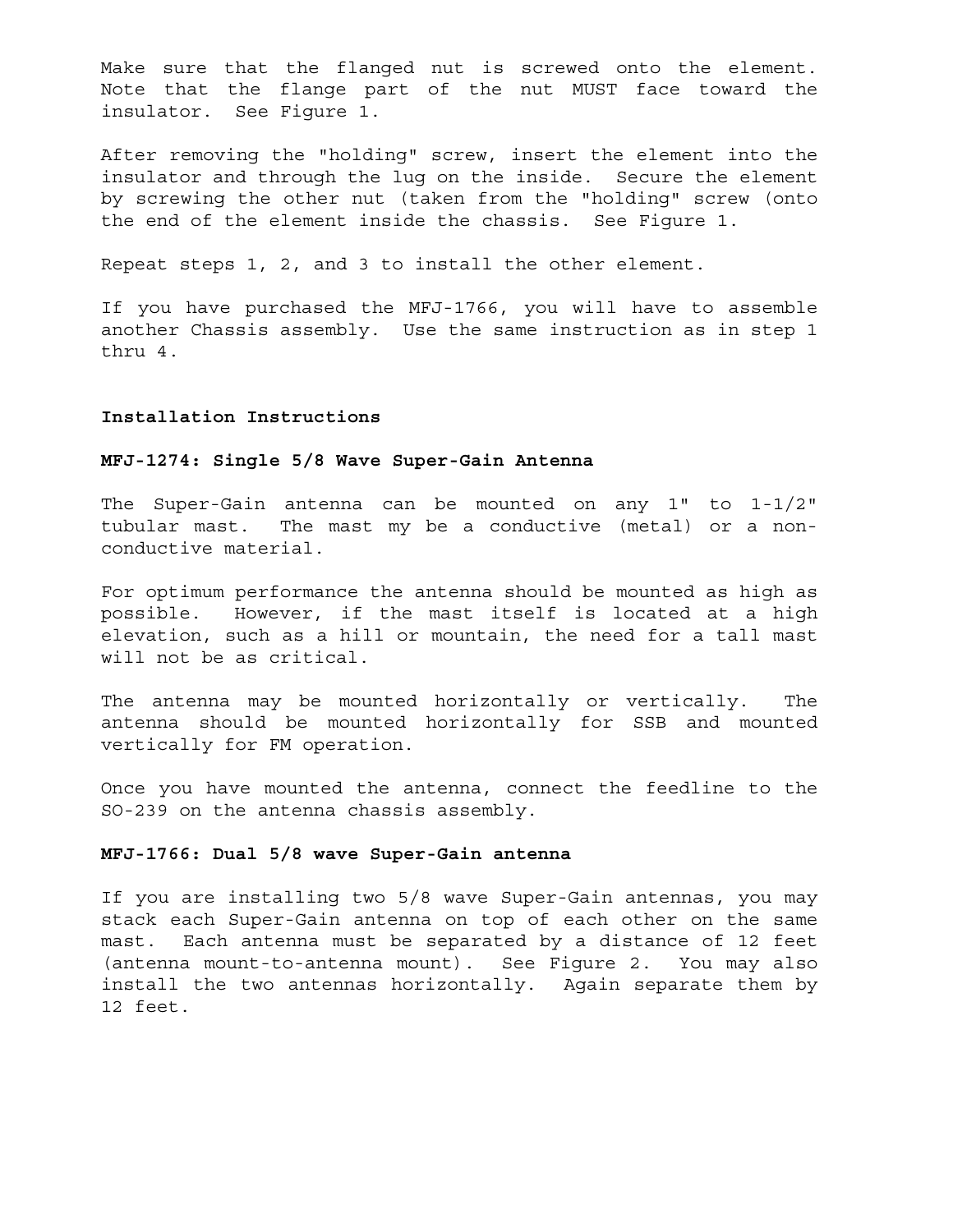Make sure that the flanged nut is screwed onto the element. Note that the flange part of the nut MUST face toward the insulator. See Figure 1.

After removing the "holding" screw, insert the element into the insulator and through the lug on the inside. Secure the element by screwing the other nut (taken from the "holding" screw (onto the end of the element inside the chassis. See Figure 1.

Repeat steps 1, 2, and 3 to install the other element.

If you have purchased the MFJ-1766, you will have to assemble another Chassis assembly. Use the same instruction as in step 1 thru 4.

## Installation Instructions

### MFJ-1274: Single 5/8 Wave Super-Gain Antenna

The Super-Gain antenna can be mounted on any 1" to 1-1/2" tubular mast. The mast my be a conductive (metal) or a non-conductive material.

For optimum performance the antenna should be mounted as high as possible. However, if the mast itself is located at a high elevation, such as a hill or mountain, the need for a tall mast will not be as critical.

The antenna may be mounted horizontally or vertically. The antenna should be mounted horizontally for SSB and mounted vertically for FM operation.

Once you have mounted the antenna, connect the feedline to the SO-239 on the antenna chassis assembly.

### MFJ-1766: Dual 5/8 wave Super-Gain antenna

If you are installing two 5/8 wave Super-Gain antennas, you may stack each Super-Gain antenna on top of each other on the same mast. Each antenna must be separated by a distance of 12 feet (antenna mount-to-antenna mount). See Figure 2. You may also install the two antennas horizontally. Again separate them by 12 feet.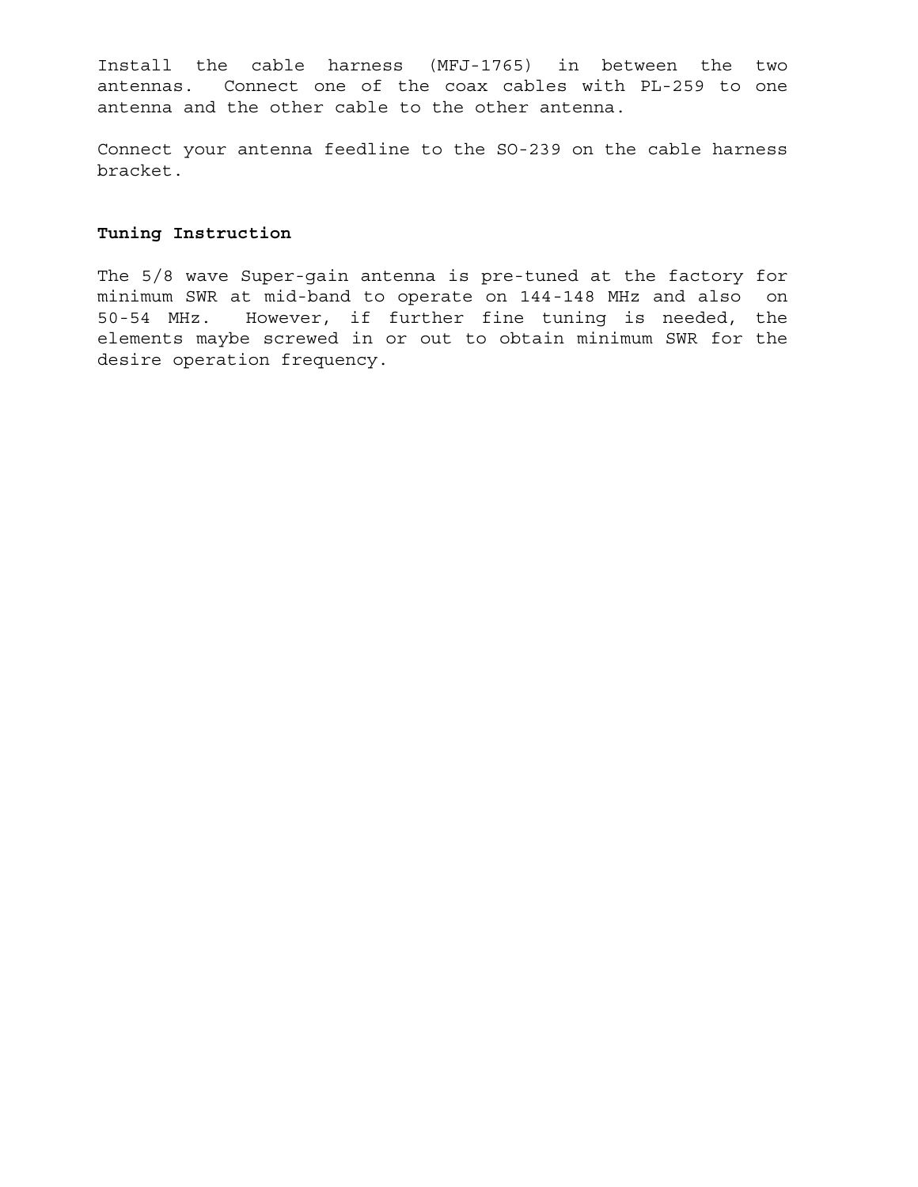Install the cable harness (MFJ-1765) in between the two antennas. Connect one of the coax cables with PL-259 to one antenna and the other cable to the other antenna.

Connect your antenna feedline to the SO-239 on the cable harness bracket.

**Tuning Instruction**

The 5/8 wave Super-gain antenna is pre-tuned at the factory for minimum SWR at mid-band to operate on 144-148 MHz and also on 50-54 MHz. However, if further fine tuning is needed, the elements maybe screwed in or out to obtain minimum SWR for the desire operation frequency.